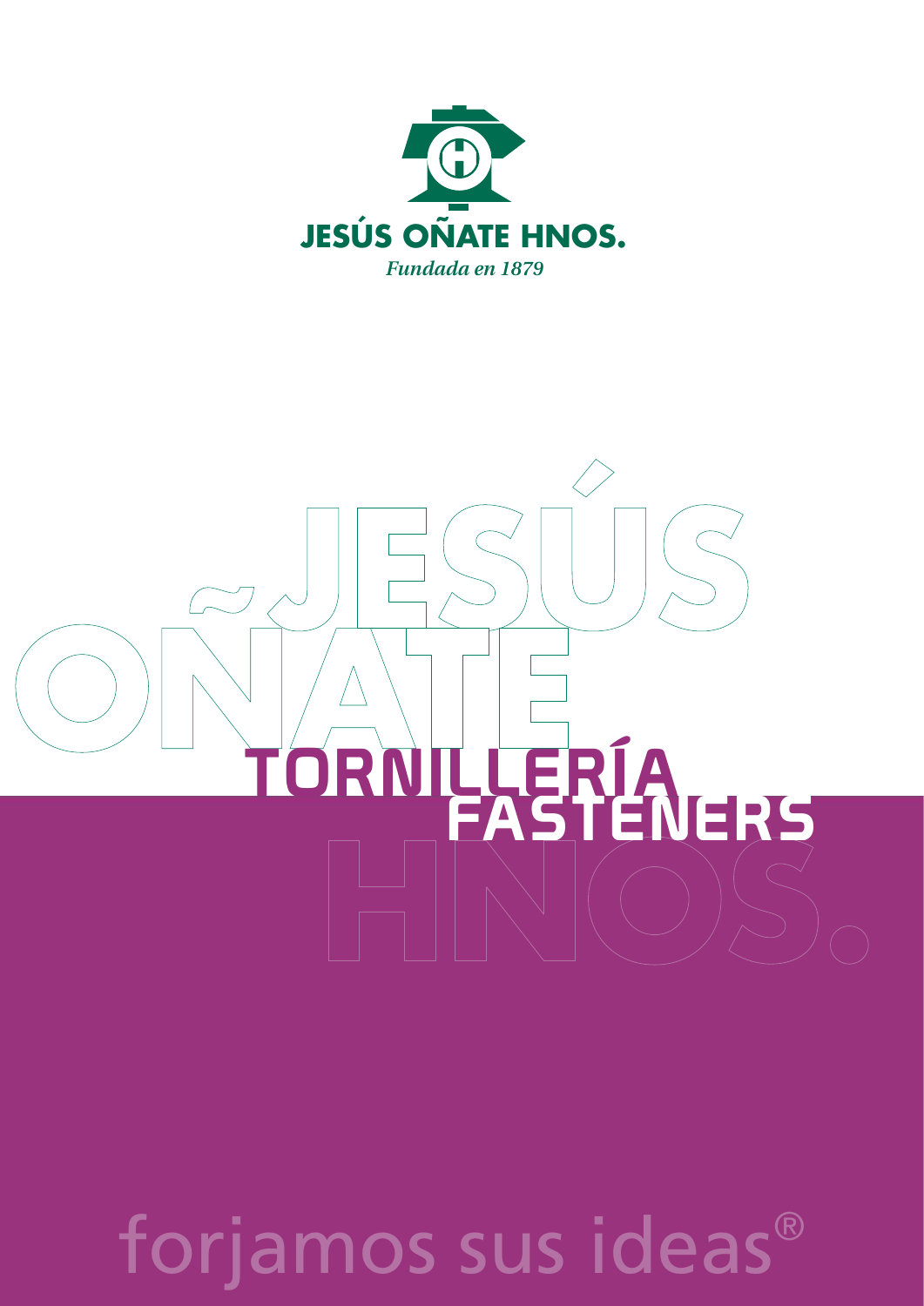**JESÚS OÑATE HNOS.**

*Fundada en 1879*

JESÚS OÑATE HNOS.

# TORNILLERÍA
# FASTENERS

forjamos sus ideas®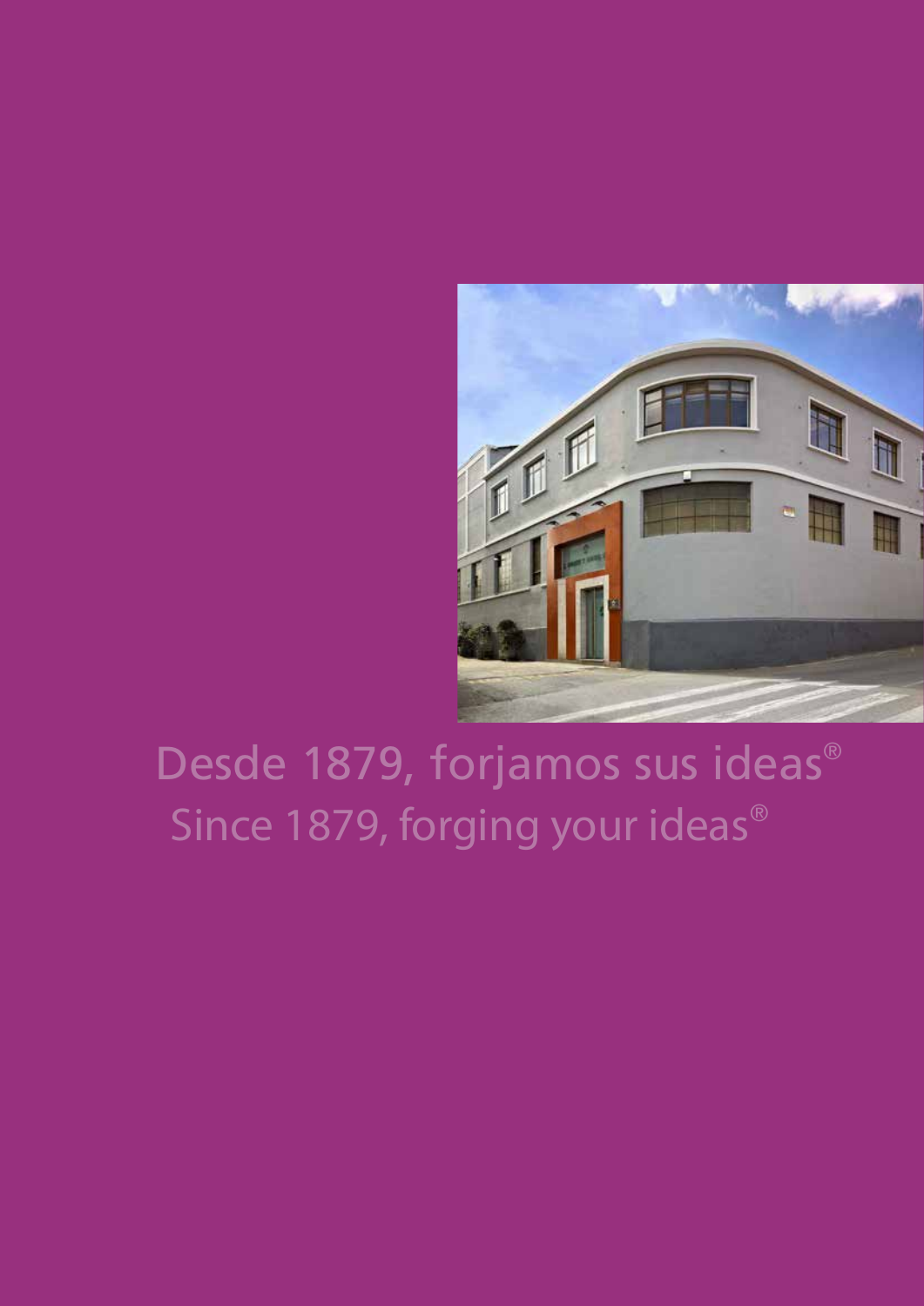Desde 1879, forjamos sus ideas®

Since 1879, forging your ideas®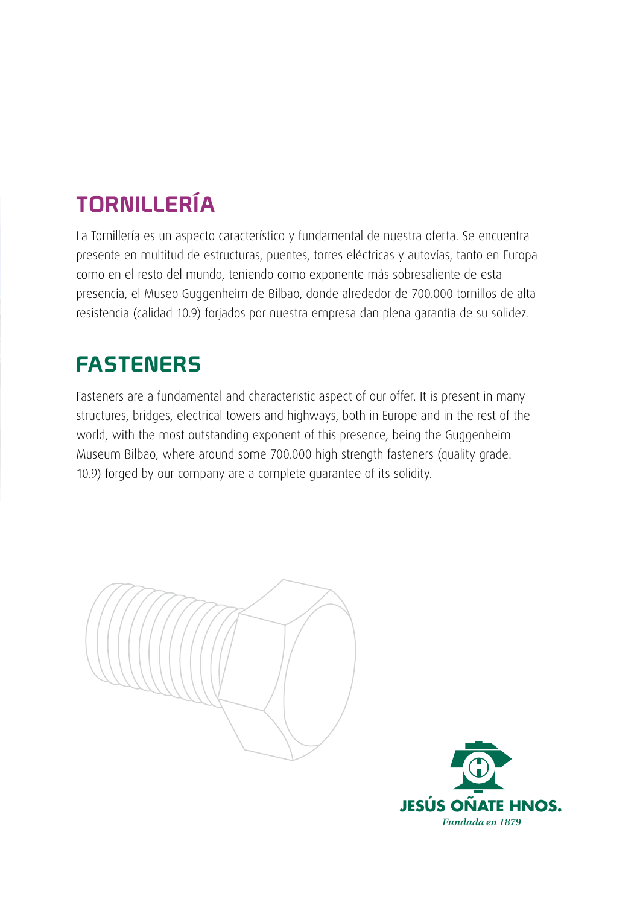## TORNILLERÍA

La Tornillería es un aspecto característico y fundamental de nuestra oferta. Se encuentra presente en multitud de estructuras, puentes, torres eléctricas y autovías, tanto en Europa como en el resto del mundo, teniendo como exponente más sobresaliente de esta presencia, el Museo Guggenheim de Bilbao, donde alrededor de 700.000 tornillos de alta resistencia (calidad 10.9) forjados por nuestra empresa dan plena garantía de su solidez.

## FASTENERS

Fasteners are a fundamental and characteristic aspect of our offer. It is present in many structures, bridges, electrical towers and highways, both in Europe and in the rest of the world, with the most outstanding exponent of this presence, being the Guggenheim Museum Bilbao, where around some 700.000 high strength fasteners (quality grade: 10.9) forged by our company are a complete guarantee of its solidity.

**JESÚS OÑATE HNOS.**

*Fundada en 1879*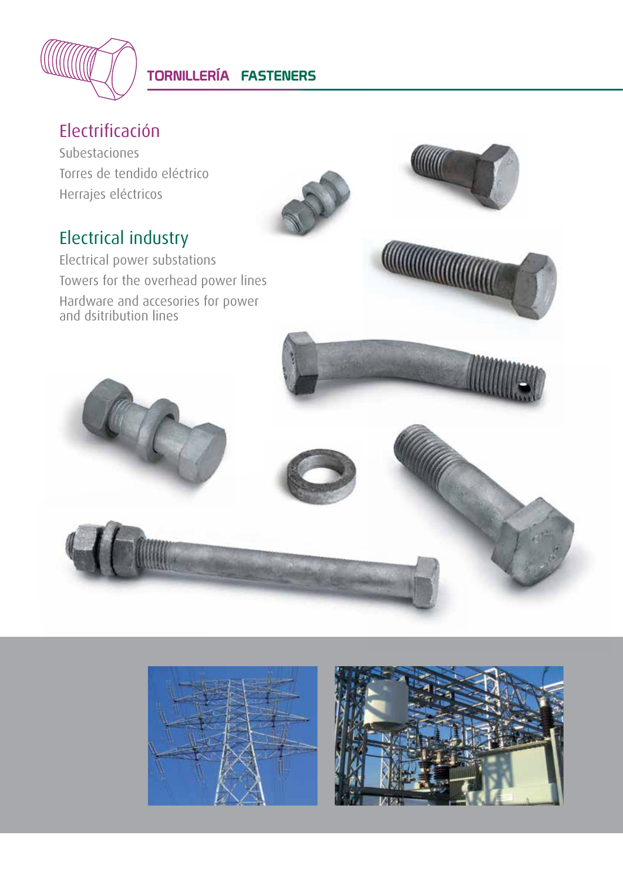## TORNILLERÍA FASTENERS

### Electrificación

Subestaciones

Torres de tendido eléctrico

Herrajes eléctricos

### Electrical industry

Electrical power substations

Towers for the overhead power lines

Hardware and accesories for power and dsitribution lines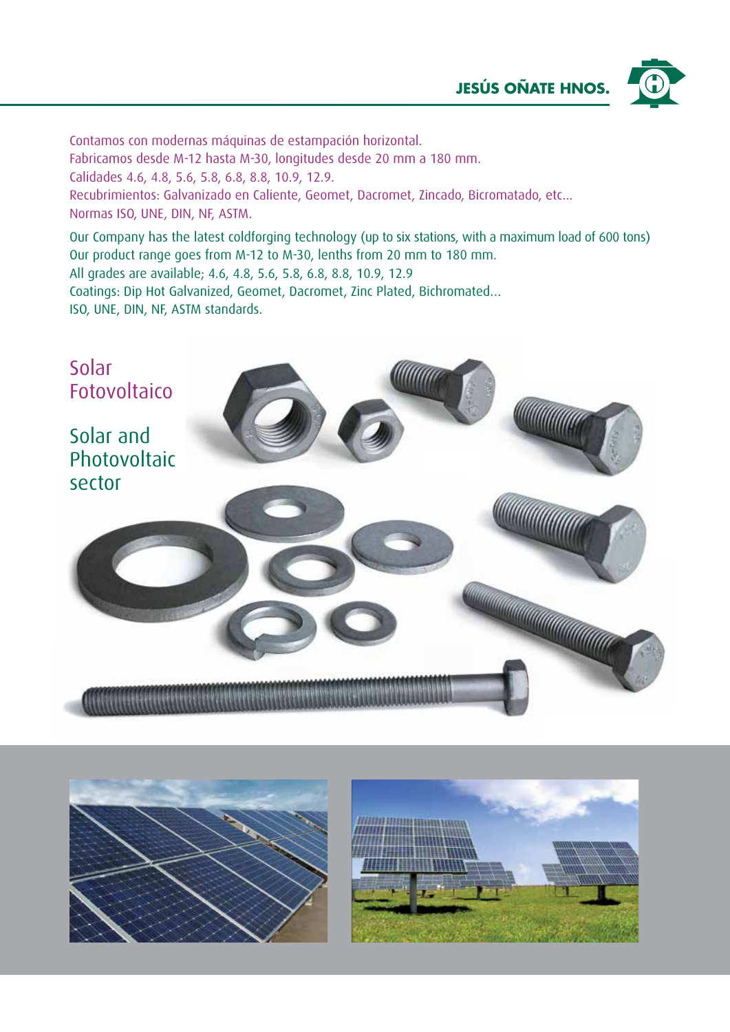Contamos con modernas máquinas de estampación horizontal.
Fabricamos desde M-12 hasta M-30, longitudes desde 20 mm a 180 mm.
Calidades 4.6, 4.8, 5.6, 5.8, 6.8, 8.8, 10.9, 12.9.
Recubrimientos: Galvanizado en Caliente, Geomet, Dacromet, Zincado, Bicromatado, etc...
Normas ISO, UNE, DIN, NF, ASTM.

Our Company has the latest coldforging technology (up to six stations, with a maximum load of 600 tons)
Our product range goes from M-12 to M-30, lenths from 20 mm to 180 mm.
All grades are available; 4.6, 4.8, 5.6, 5.8, 6.8, 8.8, 10.9, 12.9
Coatings: Dip Hot Galvanized, Geomet, Dacromet, Zinc Plated, Bichromated...
ISO, UNE, DIN, NF, ASTM standards.

## Solar Fotovoltaico

## Solar and Photovoltaic sector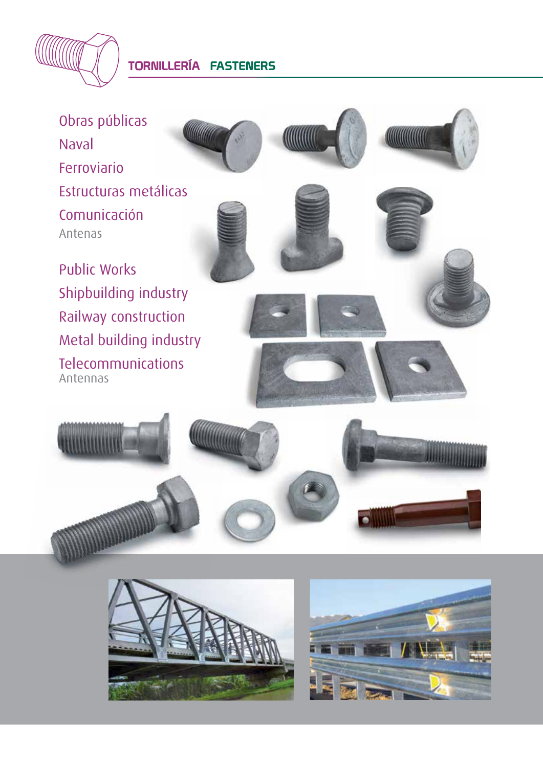# TORNILLERÍA FASTENERS

Obras públicas
Naval
Ferroviario
Estructuras metálicas
Comunicación
Antenas

Public Works
Shipbuilding industry
Railway construction
Metal building industry
Telecommunications
Antennas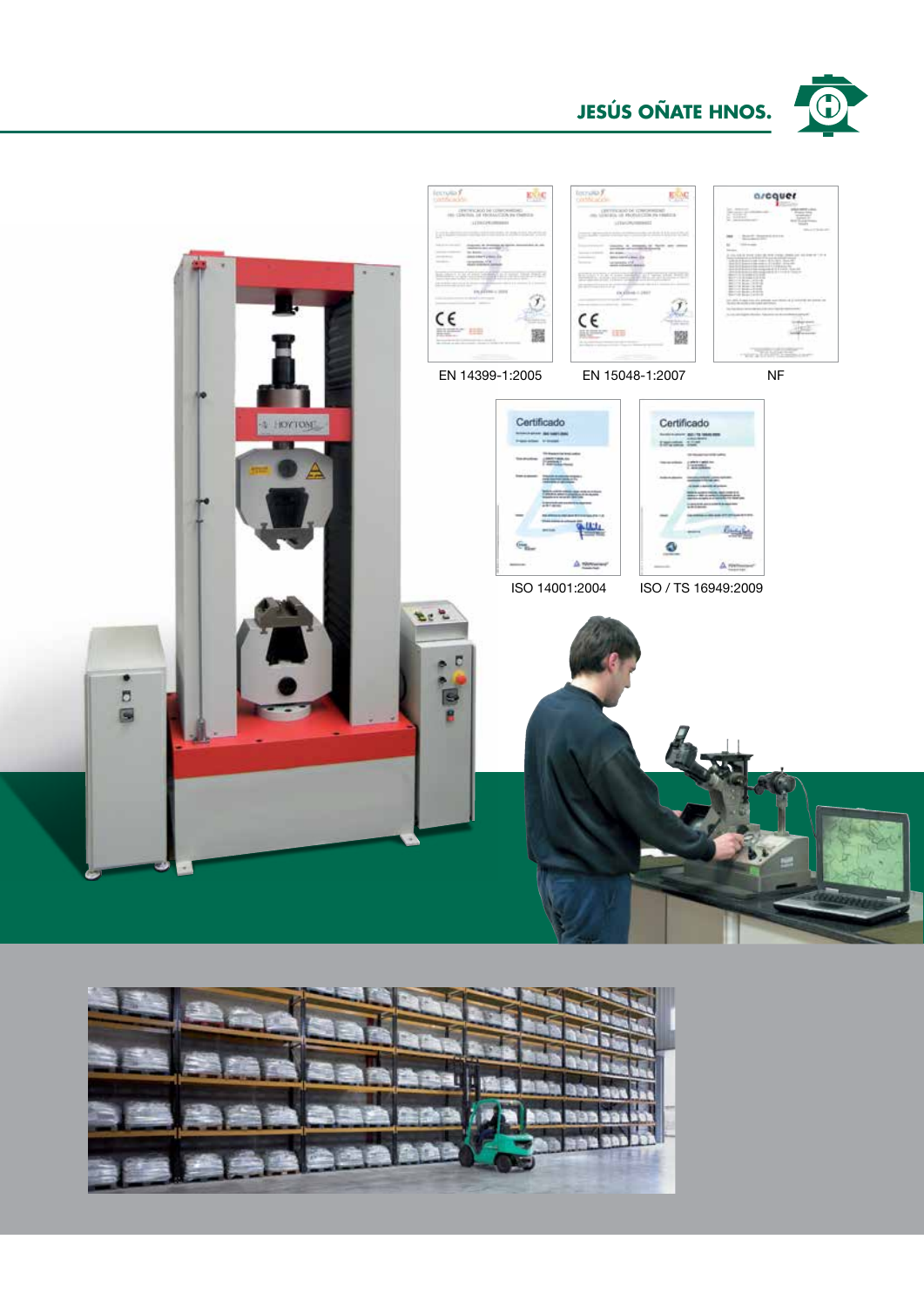**JESÚS OÑATE HNOS.**

EN 14399-1:2005

EN 15048-1:2007

NF

ISO 14001:2004

ISO / TS 16949:2009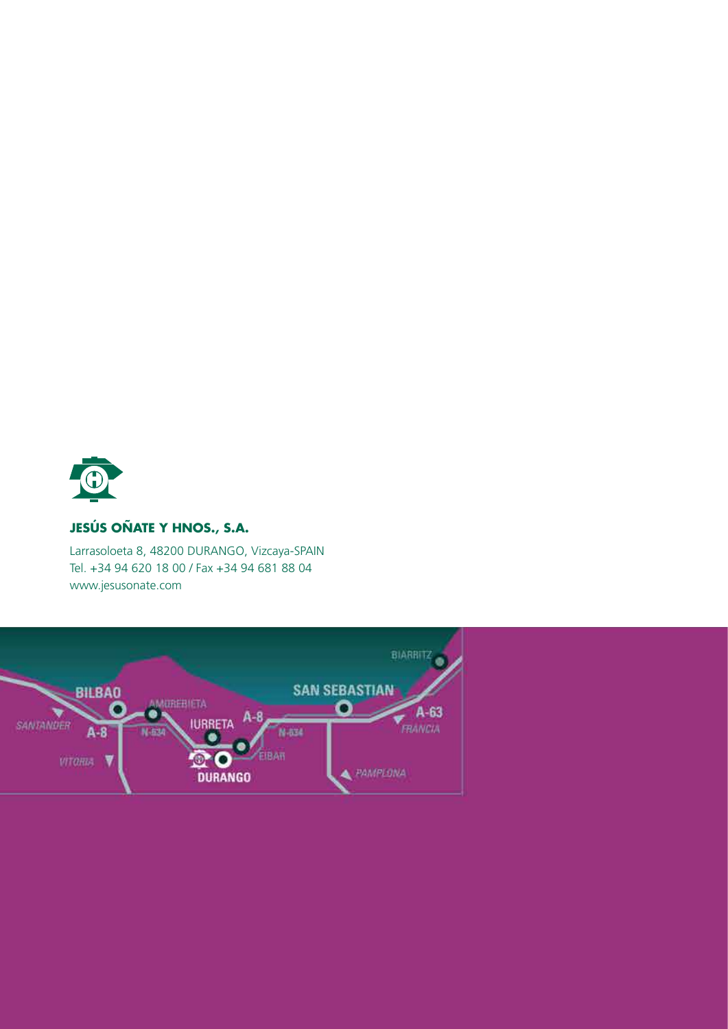**JESÚS OÑATE Y HNOS., S.A.**

Larrasoloeta 8, 48200 DURANGO, Vizcaya-SPAIN
Tel. +34 94 620 18 00 / Fax +34 94 681 88 04
www.jesusonate.com

BIARRITZ
BILBAO
SAN SEBASTIAN
AMOREBIETA
SANTANDER
A-8
N-634
IURRETA
A-8
N-634
A-63
FRANCIA
VITORIA
EIBAR
DURANGO
PAMPLONA